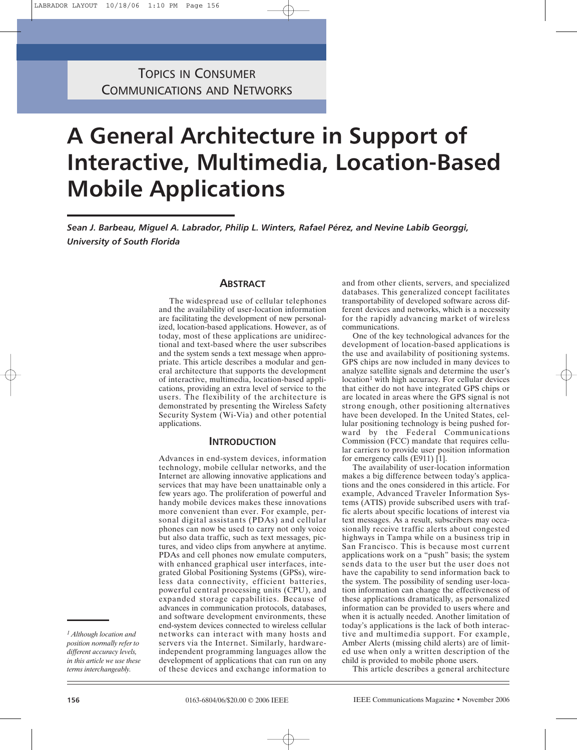TOPICS IN CONSUMER COMMUNICATIONS AND NETWORKS

# A General Architecture in Support of Interactive, Multimedia, Location-Based Mobile Applications

***Sean J. Barbeau, Miguel A. Labrador, Philip L. Winters, Rafael Pérez, and Nevine Labib Georggi, University of South Florida***

## ABSTRACT

The widespread use of cellular telephones and the availability of user-location information are facilitating the development of new personalized, location-based applications. However, as of today, most of these applications are unidirectional and text-based where the user subscribes and the system sends a text message when appropriate. This article describes a modular and general architecture that supports the development of interactive, multimedia, location-based applications, providing an extra level of service to the users. The flexibility of the architecture is demonstrated by presenting the Wireless Safety Security System (Wi-Via) and other potential applications.

## INTRODUCTION

Advances in end-system devices, information technology, mobile cellular networks, and the Internet are allowing innovative applications and services that may have been unattainable only a few years ago. The proliferation of powerful and handy mobile devices makes these innovations more convenient than ever. For example, personal digital assistants (PDAs) and cellular phones can now be used to carry not only voice but also data traffic, such as text messages, pictures, and video clips from anywhere at anytime. PDAs and cell phones now emulate computers, with enhanced graphical user interfaces, integrated Global Positioning Systems (GPSs), wireless data connectivity, efficient batteries, powerful central processing units (CPU), and expanded storage capabilities. Because of advances in communication protocols, databases, and software development environments, these end-system devices connected to wireless cellular networks can interact with many hosts and servers via the Internet. Similarly, hardware-independent programming languages allow the development of applications that can run on any of these devices and exchange information to and from other clients, servers, and specialized databases. This generalized concept facilitates transportability of developed software across different devices and networks, which is a necessity for the rapidly advancing market of wireless communications.

One of the key technological advances for the development of location-based applications is the use and availability of positioning systems. GPS chips are now included in many devices to analyze satellite signals and determine the user's location[1] with high accuracy. For cellular devices that either do not have integrated GPS chips or are located in areas where the GPS signal is not strong enough, other positioning alternatives have been developed. In the United States, cellular positioning technology is being pushed forward by the Federal Communications Commission (FCC) mandate that requires cellular carriers to provide user position information for emergency calls (E911) [1].

The availability of user-location information makes a big difference between today's applications and the ones considered in this article. For example, Advanced Traveler Information Systems (ATIS) provide subscribed users with traffic alerts about specific locations of interest via text messages. As a result, subscribers may occasionally receive traffic alerts about congested highways in Tampa while on a business trip in San Francisco. This is because most current applications work on a "push" basis; the system sends data to the user but the user does not have the capability to send information back to the system. The possibility of sending user-location information can change the effectiveness of these applications dramatically, as personalized information can be provided to users where and when it is actually needed. Another limitation of today's applications is the lack of both interactive and multimedia support. For example, Amber Alerts (missing child alerts) are of limited use when only a written description of the child is provided to mobile phone users.

This article describes a general architecture

*[1] Although location and position normally refer to different accuracy levels, in this article we use these terms interchangeably.*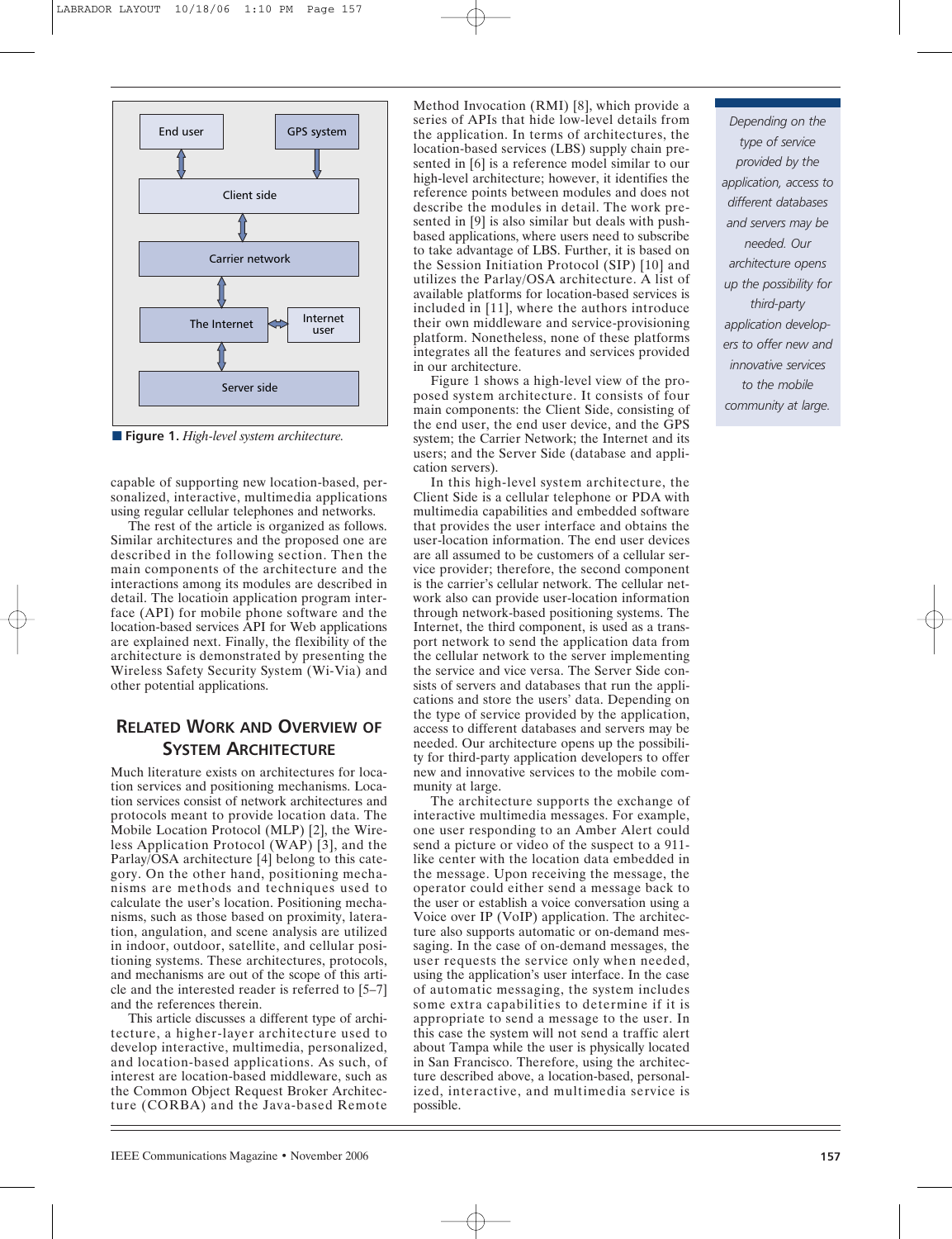**Figure 1.** *High-level system architecture.*

capable of supporting new location-based, personalized, interactive, multimedia applications using regular cellular telephones and networks.

The rest of the article is organized as follows. Similar architectures and the proposed one are described in the following section. Then the main components of the architecture and the interactions among its modules are described in detail. The locatioin application program interface (API) for mobile phone software and the location-based services API for Web applications are explained next. Finally, the flexibility of the architecture is demonstrated by presenting the Wireless Safety Security System (Wi-Via) and other potential applications.

## Related Work and Overview of System Architecture

Much literature exists on architectures for location services and positioning mechanisms. Location services consist of network architectures and protocols meant to provide location data. The Mobile Location Protocol (MLP) [2], the Wireless Application Protocol (WAP) [3], and the Parlay/OSA architecture [4] belong to this category. On the other hand, positioning mechanisms are methods and techniques used to calculate the user's location. Positioning mechanisms, such as those based on proximity, lateration, angulation, and scene analysis are utilized in indoor, outdoor, satellite, and cellular positioning systems. These architectures, protocols, and mechanisms are out of the scope of this article and the interested reader is referred to [5–7] and the references therein.

This article discusses a different type of architecture, a higher-layer architecture used to develop interactive, multimedia, personalized, and location-based applications. As such, of interest are location-based middleware, such as the Common Object Request Broker Architecture (CORBA) and the Java-based Remote Method Invocation (RMI) [8], which provide a series of APIs that hide low-level details from the application. In terms of architectures, the location-based services (LBS) supply chain presented in [6] is a reference model similar to our high-level architecture; however, it identifies the reference points between modules and does not describe the modules in detail. The work presented in [9] is also similar but deals with push-based applications, where users need to subscribe to take advantage of LBS. Further, it is based on the Session Initiation Protocol (SIP) [10] and utilizes the Parlay/OSA architecture. A list of available platforms for location-based services is included in [11], where the authors introduce their own middleware and service-provisioning platform. Nonetheless, none of these platforms integrates all the features and services provided in our architecture.

Figure 1 shows a high-level view of the proposed system architecture. It consists of four main components: the Client Side, consisting of the end user, the end user device, and the GPS system; the Carrier Network; the Internet and its users; and the Server Side (database and application servers).

In this high-level system architecture, the Client Side is a cellular telephone or PDA with multimedia capabilities and embedded software that provides the user interface and obtains the user-location information. The end user devices are all assumed to be customers of a cellular service provider; therefore, the second component is the carrier's cellular network. The cellular network also can provide user-location information through network-based positioning systems. The Internet, the third component, is used as a transport network to send the application data from the cellular network to the server implementing the service and vice versa. The Server Side consists of servers and databases that run the applications and store the users' data. Depending on the type of service provided by the application, access to different databases and servers may be needed. Our architecture opens up the possibility for third-party application developers to offer new and innovative services to the mobile community at large.

The architecture supports the exchange of interactive multimedia messages. For example, one user responding to an Amber Alert could send a picture or video of the suspect to a 911-like center with the location data embedded in the message. Upon receiving the message, the operator could either send a message back to the user or establish a voice conversation using a Voice over IP (VoIP) application. The architecture also supports automatic or on-demand messaging. In the case of on-demand messages, the user requests the service only when needed, using the application's user interface. In the case of automatic messaging, the system includes some extra capabilities to determine if it is appropriate to send a message to the user. In this case the system will not send a traffic alert about Tampa while the user is physically located in San Francisco. Therefore, using the architecture described above, a location-based, personalized, interactive, and multimedia service is possible.

*Depending on the type of service provided by the application, access to different databases and servers may be needed. Our architecture opens up the possibility for third-party application developers to offer new and innovative services to the mobile community at large.*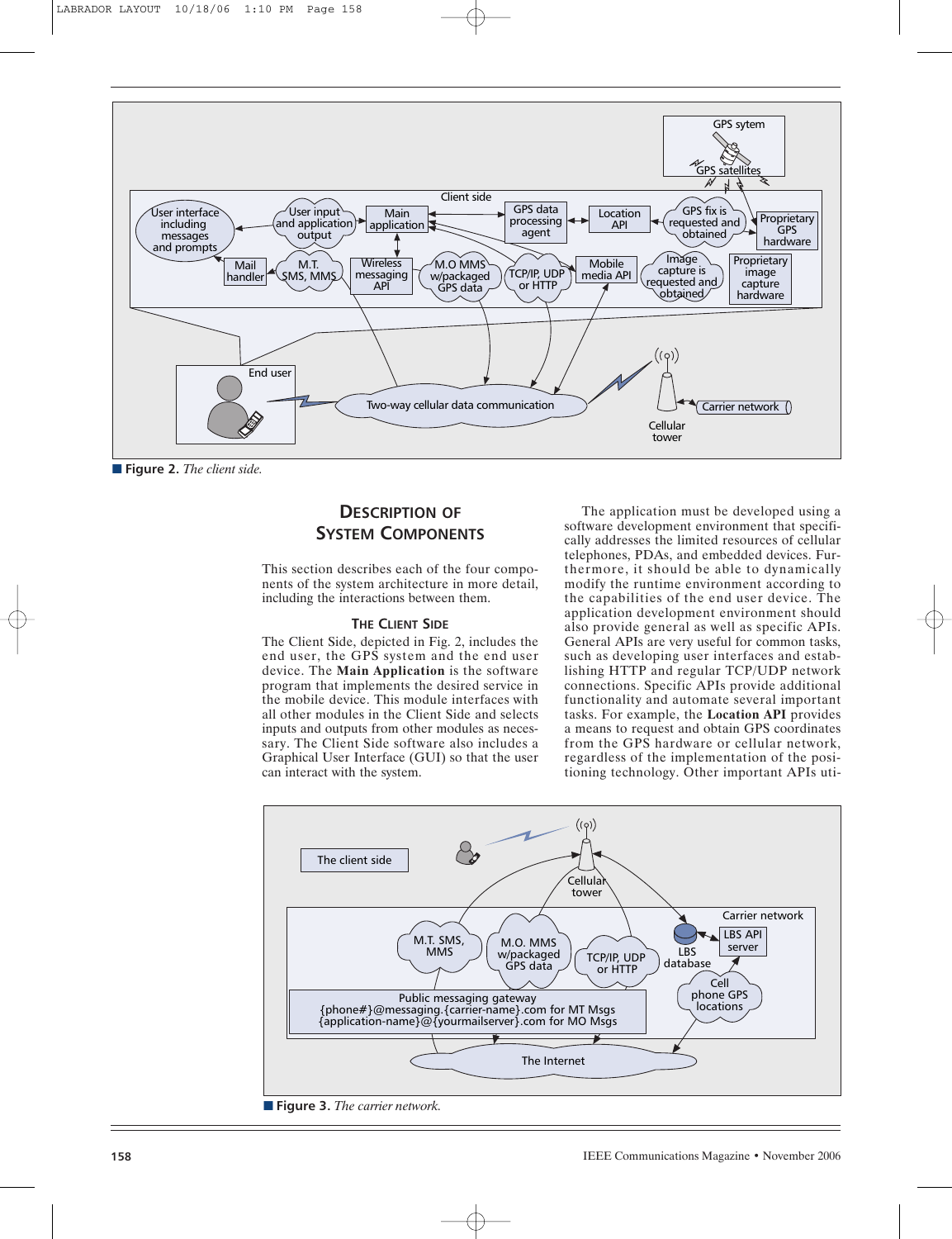**Figure 2.** *The client side.*

## Description of System Components

This section describes each of the four components of the system architecture in more detail, including the interactions between them.

### The Client Side

The Client Side, depicted in Fig. 2, includes the end user, the GPS system and the end user device. The **Main Application** is the software program that implements the desired service in the mobile device. This module interfaces with all other modules in the Client Side and selects inputs and outputs from other modules as necessary. The Client Side software also includes a Graphical User Interface (GUI) so that the user can interact with the system.

The application must be developed using a software development environment that specifically addresses the limited resources of cellular telephones, PDAs, and embedded devices. Furthermore, it should be able to dynamically modify the runtime environment according to the capabilities of the end user device. The application development environment should also provide general as well as specific APIs. General APIs are very useful for common tasks, such as developing user interfaces and establishing HTTP and regular TCP/UDP network connections. Specific APIs provide additional functionality and automate several important tasks. For example, the **Location API** provides a means to request and obtain GPS coordinates from the GPS hardware or cellular network, regardless of the implementation of the positioning technology. Other important APIs uti-

**Figure 3.** *The carrier network.*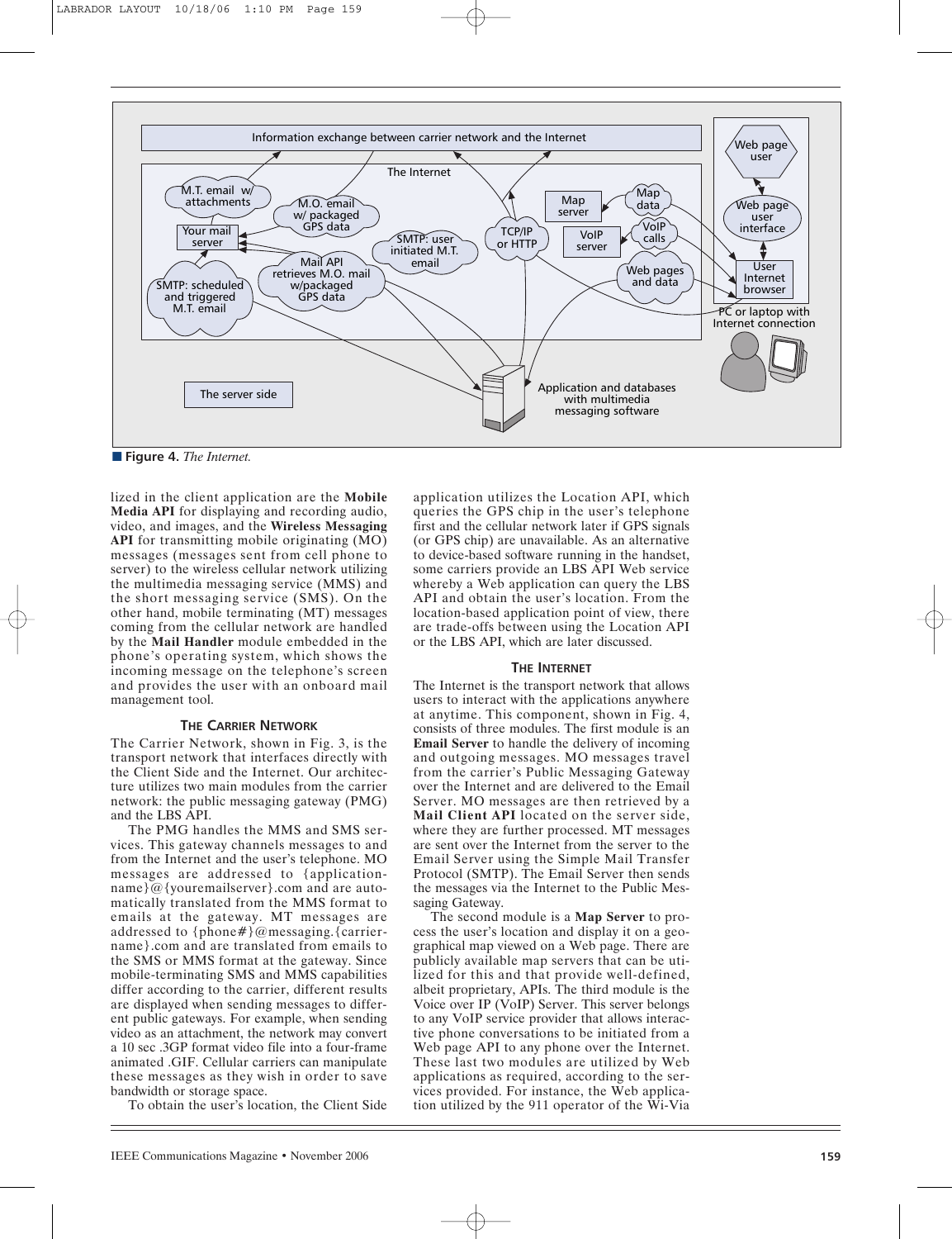Information exchange between carrier network and the Internet

The Internet

M.T. email w/ attachments

M.O. email w/ packaged GPS data

Your mail server

SMTP: user initiated M.T. email

TCP/IP or HTTP

Map server

Map data

VoIP server

VoIP calls

Mail API retrieves M.O. mail w/packaged GPS data

SMTP: scheduled and triggered M.T. email

Web pages and data

Web page user

Web page user interface

User Internet browser

PC or laptop with Internet connection

The server side

Application and databases with multimedia messaging software

**Figure 4.** *The Internet.*

lized in the client application are the **Mobile Media API** for displaying and recording audio, video, and images, and the **Wireless Messaging API** for transmitting mobile originating (MO) messages (messages sent from cell phone to server) to the wireless cellular network utilizing the multimedia messaging service (MMS) and the short messaging service (SMS). On the other hand, mobile terminating (MT) messages coming from the cellular network are handled by the **Mail Handler** module embedded in the phone's operating system, which shows the incoming message on the telephone's screen and provides the user with an onboard mail management tool.

## The Carrier Network

The Carrier Network, shown in Fig. 3, is the transport network that interfaces directly with the Client Side and the Internet. Our architecture utilizes two main modules from the carrier network: the public messaging gateway (PMG) and the LBS API.

The PMG handles the MMS and SMS services. This gateway channels messages to and from the Internet and the user's telephone. MO messages are addressed to {application-name}@{youremailserver}.com and are automatically translated from the MMS format to emails at the gateway. MT messages are addressed to {phone#}@messaging.{carrier-name}.com and are translated from emails to the SMS or MMS format at the gateway. Since mobile-terminating SMS and MMS capabilities differ according to the carrier, different results are displayed when sending messages to different public gateways. For example, when sending video as an attachment, the network may convert a 10 sec .3GP format video file into a four-frame animated .GIF. Cellular carriers can manipulate these messages as they wish in order to save bandwidth or storage space.

To obtain the user's location, the Client Side application utilizes the Location API, which queries the GPS chip in the user's telephone first and the cellular network later if GPS signals (or GPS chip) are unavailable. As an alternative to device-based software running in the handset, some carriers provide an LBS API Web service whereby a Web application can query the LBS API and obtain the user's location. From the location-based application point of view, there are trade-offs between using the Location API or the LBS API, which are later discussed.

## The Internet

The Internet is the transport network that allows users to interact with the applications anywhere at anytime. This component, shown in Fig. 4, consists of three modules. The first module is an **Email Server** to handle the delivery of incoming and outgoing messages. MO messages travel from the carrier's Public Messaging Gateway over the Internet and are delivered to the Email Server. MO messages are then retrieved by a **Mail Client API** located on the server side, where they are further processed. MT messages are sent over the Internet from the server to the Email Server using the Simple Mail Transfer Protocol (SMTP). The Email Server then sends the messages via the Internet to the Public Messaging Gateway.

The second module is a **Map Server** to process the user's location and display it on a geographical map viewed on a Web page. There are publicly available map servers that can be utilized for this and that provide well-defined, albeit proprietary, APIs. The third module is the Voice over IP (VoIP) Server. This server belongs to any VoIP service provider that allows interactive phone conversations to be initiated from a Web page API to any phone over the Internet. These last two modules are utilized by Web applications as required, according to the services provided. For instance, the Web application utilized by the 911 operator of the Wi-Via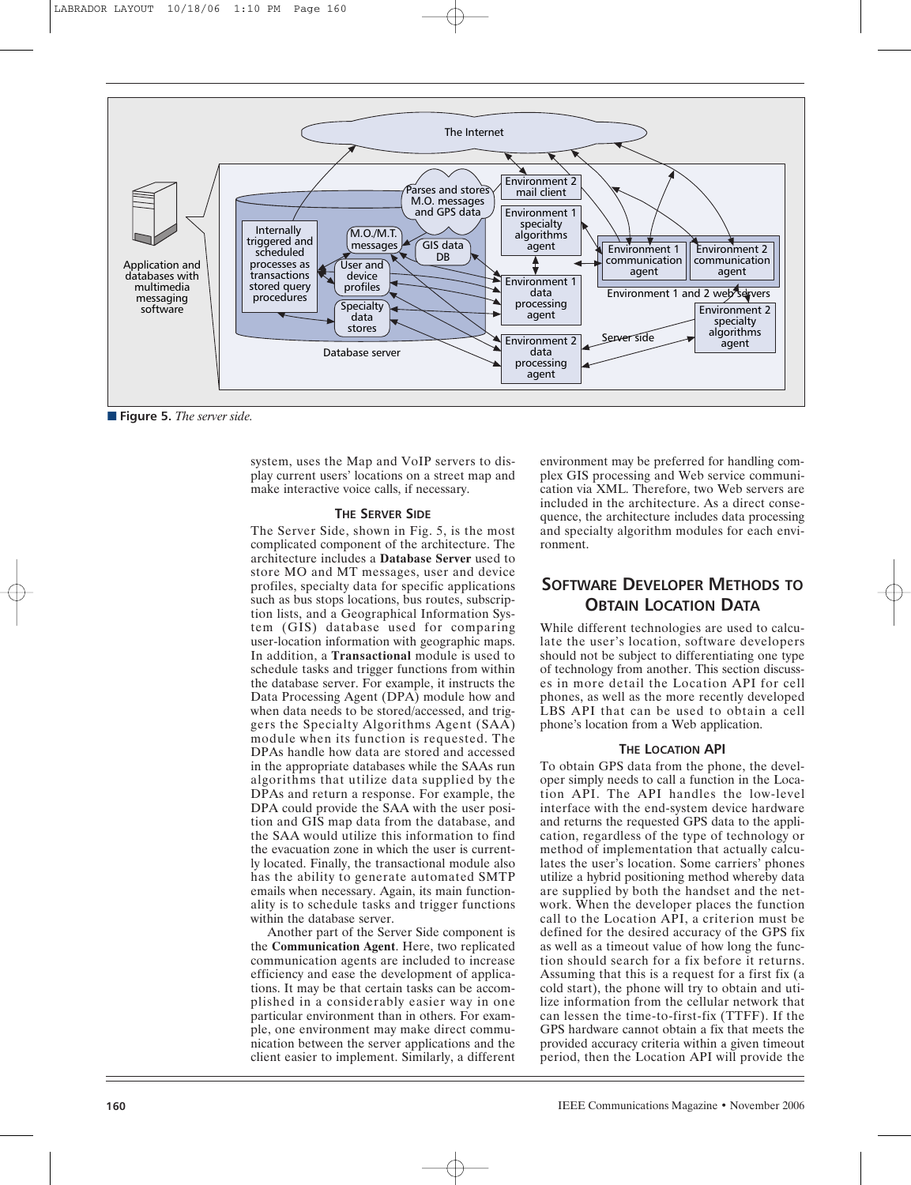The Internet

Application and databases with multimedia messaging software

Internally triggered and scheduled processes as transactions stored query procedures

M.O./M.T. messages

Parses and stores M.O. messages and GPS data

GIS data DB

User and device profiles

Specialty data stores

Database server

Environment 2 mail client

Environment 1 specialty algorithms agent

Environment 1 data processing agent

Environment 2 data processing agent

Environment 1 communication agent

Environment 2 communication agent

Environment 1 and 2 web servers

Environment 2 specialty algorithms agent

Server side

■ **Figure 5.** *The server side.*

system, uses the Map and VoIP servers to display current users' locations on a street map and make interactive voice calls, if necessary.

### THE SERVER SIDE

The Server Side, shown in Fig. 5, is the most complicated component of the architecture. The architecture includes a **Database Server** used to store MO and MT messages, user and device profiles, specialty data for specific applications such as bus stops locations, bus routes, subscription lists, and a Geographical Information System (GIS) database used for comparing user-location information with geographic maps. In addition, a **Transactional** module is used to schedule tasks and trigger functions from within the database server. For example, it instructs the Data Processing Agent (DPA) module how and when data needs to be stored/accessed, and triggers the Specialty Algorithms Agent (SAA) module when its function is requested. The DPAs handle how data are stored and accessed in the appropriate databases while the SAAs run algorithms that utilize data supplied by the DPAs and return a response. For example, the DPA could provide the SAA with the user position and GIS map data from the database, and the SAA would utilize this information to find the evacuation zone in which the user is currently located. Finally, the transactional module also has the ability to generate automated SMTP emails when necessary. Again, its main functionality is to schedule tasks and trigger functions within the database server.

Another part of the Server Side component is the **Communication Agent**. Here, two replicated communication agents are included to increase efficiency and ease the development of applications. It may be that certain tasks can be accomplished in a considerably easier way in one particular environment than in others. For example, one environment may make direct communication between the server applications and the client easier to implement. Similarly, a different environment may be preferred for handling complex GIS processing and Web service communication via XML. Therefore, two Web servers are included in the architecture. As a direct consequence, the architecture includes data processing and specialty algorithm modules for each environment.

## SOFTWARE DEVELOPER METHODS TO OBTAIN LOCATION DATA

While different technologies are used to calculate the user's location, software developers should not be subject to differentiating one type of technology from another. This section discusses in more detail the Location API for cell phones, as well as the more recently developed LBS API that can be used to obtain a cell phone's location from a Web application.

### THE LOCATION API

To obtain GPS data from the phone, the developer simply needs to call a function in the Location API. The API handles the low-level interface with the end-system device hardware and returns the requested GPS data to the application, regardless of the type of technology or method of implementation that actually calculates the user's location. Some carriers' phones utilize a hybrid positioning method whereby data are supplied by both the handset and the network. When the developer places the function call to the Location API, a criterion must be defined for the desired accuracy of the GPS fix as well as a timeout value of how long the function should search for a fix before it returns. Assuming that this is a request for a first fix (a cold start), the phone will try to obtain and utilize information from the cellular network that can lessen the time-to-first-fix (TTFF). If the GPS hardware cannot obtain a fix that meets the provided accuracy criteria within a given timeout period, then the Location API will provide the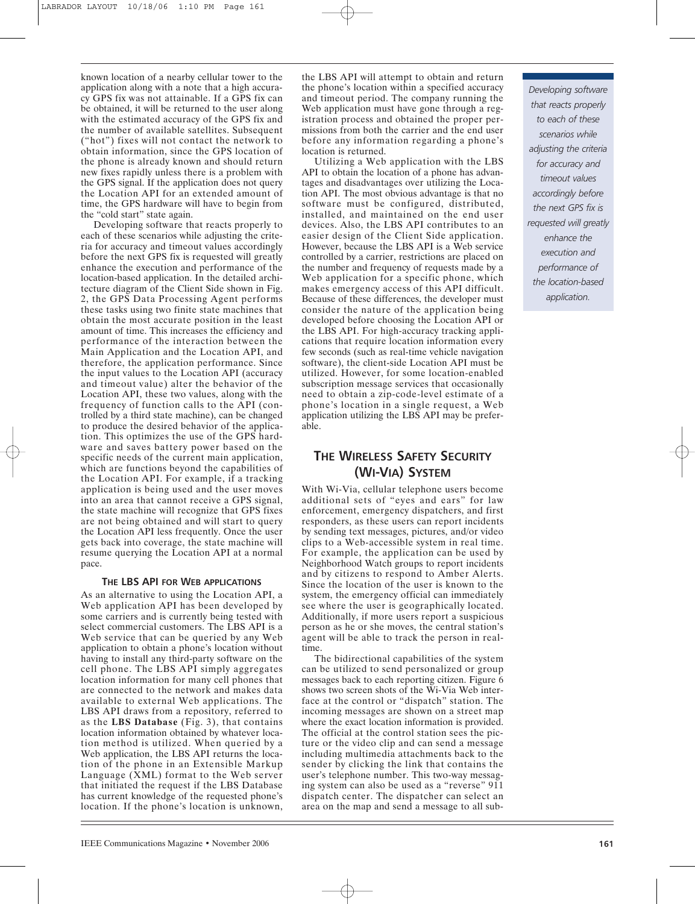known location of a nearby cellular tower to the application along with a note that a high accuracy GPS fix was not attainable. If a GPS fix can be obtained, it will be returned to the user along with the estimated accuracy of the GPS fix and the number of available satellites. Subsequent ("hot") fixes will not contact the network to obtain information, since the GPS location of the phone is already known and should return new fixes rapidly unless there is a problem with the GPS signal. If the application does not query the Location API for an extended amount of time, the GPS hardware will have to begin from the "cold start" state again.

Developing software that reacts properly to each of these scenarios while adjusting the criteria for accuracy and timeout values accordingly before the next GPS fix is requested will greatly enhance the execution and performance of the location-based application. In the detailed architecture diagram of the Client Side shown in Fig. 2, the GPS Data Processing Agent performs these tasks using two finite state machines that obtain the most accurate position in the least amount of time. This increases the efficiency and performance of the interaction between the Main Application and the Location API, and therefore, the application performance. Since the input values to the Location API (accuracy and timeout value) alter the behavior of the Location API, these two values, along with the frequency of function calls to the API (controlled by a third state machine), can be changed to produce the desired behavior of the application. This optimizes the use of the GPS hardware and saves battery power based on the specific needs of the current main application, which are functions beyond the capabilities of the Location API. For example, if a tracking application is being used and the user moves into an area that cannot receive a GPS signal, the state machine will recognize that GPS fixes are not being obtained and will start to query the Location API less frequently. Once the user gets back into coverage, the state machine will resume querying the Location API at a normal pace.

### THE LBS API FOR WEB APPLICATIONS

As an alternative to using the Location API, a Web application API has been developed by some carriers and is currently being tested with select commercial customers. The LBS API is a Web service that can be queried by any Web application to obtain a phone's location without having to install any third-party software on the cell phone. The LBS API simply aggregates location information for many cell phones that are connected to the network and makes data available to external Web applications. The LBS API draws from a repository, referred to as the **LBS Database** (Fig. 3), that contains location information obtained by whatever location method is utilized. When queried by a Web application, the LBS API returns the location of the phone in an Extensible Markup Language (XML) format to the Web server that initiated the request if the LBS Database has current knowledge of the requested phone's location. If the phone's location is unknown, the LBS API will attempt to obtain and return the phone's location within a specified accuracy and timeout period. The company running the Web application must have gone through a registration process and obtained the proper permissions from both the carrier and the end user before any information regarding a phone's location is returned.

Utilizing a Web application with the LBS API to obtain the location of a phone has advantages and disadvantages over utilizing the Location API. The most obvious advantage is that no software must be configured, distributed, installed, and maintained on the end user devices. Also, the LBS API contributes to an easier design of the Client Side application. However, because the LBS API is a Web service controlled by a carrier, restrictions are placed on the number and frequency of requests made by a Web application for a specific phone, which makes emergency access of this API difficult. Because of these differences, the developer must consider the nature of the application being developed before choosing the Location API or the LBS API. For high-accuracy tracking applications that require location information every few seconds (such as real-time vehicle navigation software), the client-side Location API must be utilized. However, for some location-enabled subscription message services that occasionally need to obtain a zip-code-level estimate of a phone's location in a single request, a Web application utilizing the LBS API may be preferable.

*Developing software that reacts properly to each of these scenarios while adjusting the criteria for accuracy and timeout values accordingly before the next GPS fix is requested will greatly enhance the execution and performance of the location-based application.*

## THE WIRELESS SAFETY SECURITY (WI-VIA) SYSTEM

With Wi-Via, cellular telephone users become additional sets of "eyes and ears" for law enforcement, emergency dispatchers, and first responders, as these users can report incidents by sending text messages, pictures, and/or video clips to a Web-accessible system in real time. For example, the application can be used by Neighborhood Watch groups to report incidents and by citizens to respond to Amber Alerts. Since the location of the user is known to the system, the emergency official can immediately see where the user is geographically located. Additionally, if more users report a suspicious person as he or she moves, the central station's agent will be able to track the person in real-time.

The bidirectional capabilities of the system can be utilized to send personalized or group messages back to each reporting citizen. Figure 6 shows two screen shots of the Wi-Via Web interface at the control or "dispatch" station. The incoming messages are shown on a street map where the exact location information is provided. The official at the control station sees the picture or the video clip and can send a message including multimedia attachments back to the sender by clicking the link that contains the user's telephone number. This two-way messaging system can also be used as a "reverse" 911 dispatch center. The dispatcher can select an area on the map and send a message to all sub-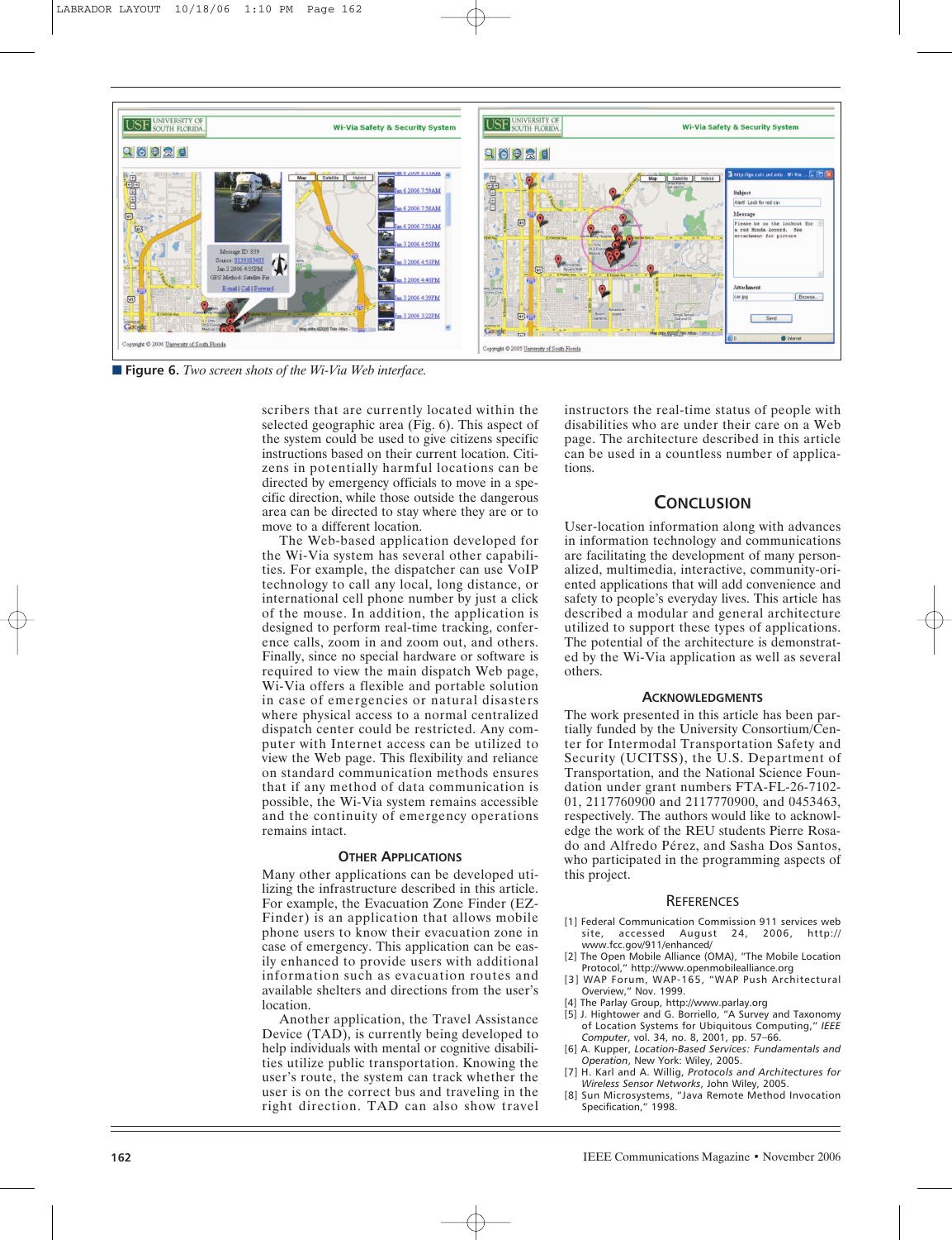**Figure 6.** *Two screen shots of the Wi-Via Web interface.*

scribers that are currently located within the selected geographic area (Fig. 6). This aspect of the system could be used to give citizens specific instructions based on their current location. Citizens in potentially harmful locations can be directed by emergency officials to move in a specific direction, while those outside the dangerous area can be directed to stay where they are or to move to a different location.

The Web-based application developed for the Wi-Via system has several other capabilities. For example, the dispatcher can use VoIP technology to call any local, long distance, or international cell phone number by just a click of the mouse. In addition, the application is designed to perform real-time tracking, conference calls, zoom in and zoom out, and others. Finally, since no special hardware or software is required to view the main dispatch Web page, Wi-Via offers a flexible and portable solution in case of emergencies or natural disasters where physical access to a normal centralized dispatch center could be restricted. Any computer with Internet access can be utilized to view the Web page. This flexibility and reliance on standard communication methods ensures that if any method of data communication is possible, the Wi-Via system remains accessible and the continuity of emergency operations remains intact.

## Other Applications

Many other applications can be developed utilizing the infrastructure described in this article. For example, the Evacuation Zone Finder (EZ-Finder) is an application that allows mobile phone users to know their evacuation zone in case of emergency. This application can be easily enhanced to provide users with additional information such as evacuation routes and available shelters and directions from the user's location.

Another application, the Travel Assistance Device (TAD), is currently being developed to help individuals with mental or cognitive disabilities utilize public transportation. Knowing the user's route, the system can track whether the user is on the correct bus and traveling in the right direction. TAD can also show travel instructors the real-time status of people with disabilities who are under their care on a Web page. The architecture described in this article can be used in a countless number of applications.

## Conclusion

User-location information along with advances in information technology and communications are facilitating the development of many personalized, multimedia, interactive, community-oriented applications that will add convenience and safety to people's everyday lives. This article has described a modular and general architecture utilized to support these types of applications. The potential of the architecture is demonstrated by the Wi-Via application as well as several others.

### Acknowledgments

The work presented in this article has been partially funded by the University Consortium/Center for Intermodal Transportation Safety and Security (UCITSS), the U.S. Department of Transportation, and the National Science Foundation under grant numbers FTA-FL-26-7102-01, 2117760900 and 2117770900, and 0453463, respectively. The authors would like to acknowledge the work of the REU students Pierre Rosado and Alfredo Pérez, and Sasha Dos Santos, who participated in the programming aspects of this project.

## References

[1] Federal Communication Commission 911 services web site, accessed August 24, 2006, http://www.fcc.gov/911/enhanced/

[2] The Open Mobile Alliance (OMA), "The Mobile Location Protocol," http://www.openmobilealliance.org

[3] WAP Forum, WAP-165, "WAP Push Architectural Overview," Nov. 1999.

[4] The Parlay Group, http://www.parlay.org

[5] J. Hightower and G. Borriello, "A Survey and Taxonomy of Location Systems for Ubiquitous Computing," *IEEE Computer*, vol. 34, no. 8, 2001, pp. 57–66.

[6] A. Kupper, *Location-Based Services: Fundamentals and Operation*, New York: Wiley, 2005.

[7] H. Karl and A. Willig, *Protocols and Architectures for Wireless Sensor Networks*, John Wiley, 2005.

[8] Sun Microsystems, "Java Remote Method Invocation Specification," 1998.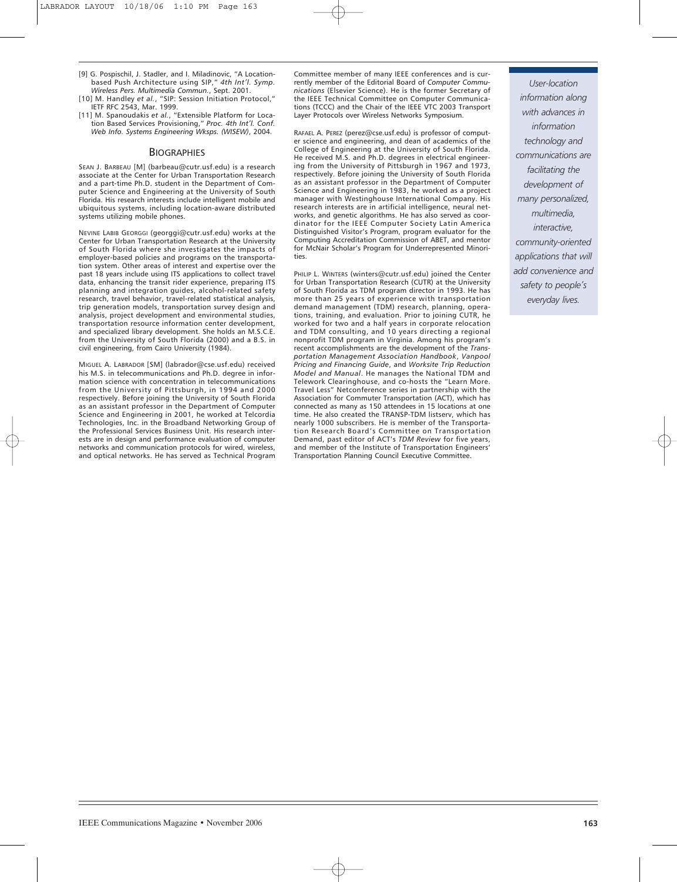[9] G. Pospischil, J. Stadler, and I. Miladinovic, "A Location-based Push Architecture using SIP," *4th Int'l. Symp. Wireless Pers. Multimedia Commun.*, Sept. 2001.

[10] M. Handley *et al.*, "SIP: Session Initiation Protocol," IETF RFC 2543, Mar. 1999.

[11] M. Spanoudakis *et al.*, "Extensible Platform for Location Based Services Provisioning," *Proc. 4th Int'l. Conf. Web Info. Systems Engineering Wksps. (WISEW)*, 2004.

## Biographies

SEAN J. BARBEAU [M] (barbeau@cutr.usf.edu) is a research associate at the Center for Urban Transportation Research and a part-time Ph.D. student in the Department of Computer Science and Engineering at the University of South Florida. His research interests include intelligent mobile and ubiquitous systems, including location-aware distributed systems utilizing mobile phones.

NEVINE LABIB GEORGGI (georggi@cutr.usf.edu) works at the Center for Urban Transportation Research at the University of South Florida where she investigates the impacts of employer-based policies and programs on the transportation system. Other areas of interest and expertise over the past 18 years include using ITS applications to collect travel data, enhancing the transit rider experience, preparing ITS planning and integration guides, alcohol-related safety research, travel behavior, travel-related statistical analysis, trip generation models, transportation survey design and analysis, project development and environmental studies, transportation resource information center development, and specialized library development. She holds an M.S.C.E. from the University of South Florida (2000) and a B.S. in civil engineering, from Cairo University (1984).

MIGUEL A. LABRADOR [SM] (labrador@cse.usf.edu) received his M.S. in telecommunications and Ph.D. degree in information science with concentration in telecommunications from the University of Pittsburgh, in 1994 and 2000 respectively. Before joining the University of South Florida as an assistant professor in the Department of Computer Science and Engineering in 2001, he worked at Telcordia Technologies, Inc. in the Broadband Networking Group of the Professional Services Business Unit. His research interests are in design and performance evaluation of computer networks and communication protocols for wired, wireless, and optical networks. He has served as Technical Program Committee member of many IEEE conferences and is currently member of the Editorial Board of *Computer Communications* (Elsevier Science). He is the former Secretary of the IEEE Technical Committee on Computer Communications (TCCC) and the Chair of the IEEE VTC 2003 Transport Layer Protocols over Wireless Networks Symposium.

RAFAEL A. PEREZ (perez@cse.usf.edu) is professor of computer science and engineering, and dean of academics of the College of Engineering at the University of South Florida. He received M.S. and Ph.D. degrees in electrical engineering from the University of Pittsburgh in 1967 and 1973, respectively. Before joining the University of South Florida as an assistant professor in the Department of Computer Science and Engineering in 1983, he worked as a project manager with Westinghouse International Company. His research interests are in artificial intelligence, neural networks, and genetic algorithms. He has also served as coordinator for the IEEE Computer Society Latin America Distinguished Visitor's Program, program evaluator for the Computing Accreditation Commission of ABET, and mentor for McNair Scholar's Program for Underrepresented Minorities.

PHILIP L. WINTERS (winters@cutr.usf.edu) joined the Center for Urban Transportation Research (CUTR) at the University of South Florida as TDM program director in 1993. He has more than 25 years of experience with transportation demand management (TDM) research, planning, operations, training, and evaluation. Prior to joining CUTR, he worked for two and a half years in corporate relocation and TDM consulting, and 10 years directing a regional nonprofit TDM program in Virginia. Among his program's recent accomplishments are the development of the *Transportation Management Association Handbook*, *Vanpool Pricing and Financing Guide*, and *Worksite Trip Reduction Model and Manual*. He manages the National TDM and Telework Clearinghouse, and co-hosts the "Learn More. Travel Less" Netconference series in partnership with the Association for Commuter Transportation (ACT), which has connected as many as 150 attendees in 15 locations at one time. He also created the TRANSP-TDM listserv, which has nearly 1000 subscribers. He is member of the Transportation Research Board's Committee on Transportation Demand, past editor of ACT's *TDM Review* for five years, and member of the Institute of Transportation Engineers' Transportation Planning Council Executive Committee.

*User-location information along with advances in information technology and communications are facilitating the development of many personalized, multimedia, interactive, community-oriented applications that will add convenience and safety to people's everyday lives.*